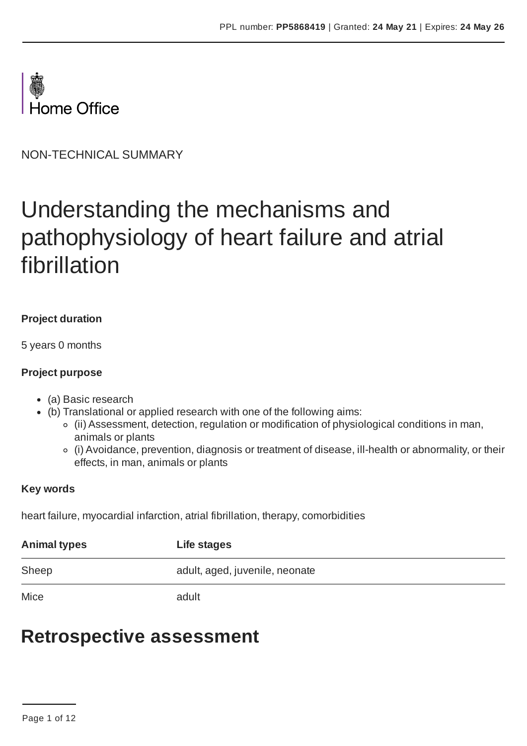Home Office

NON-TECHNICAL SUMMARY

# Understanding the mechanisms and pathophysiology of heart failure and atrial fibrillation

**Project duration**

5 years 0 months

**Project purpose**

- (a) Basic research
- (b) Translational or applied research with one of the following aims:
  - (ii) Assessment, detection, regulation or modification of physiological conditions in man, animals or plants
  - (i) Avoidance, prevention, diagnosis or treatment of disease, ill-health or abnormality, or their effects, in man, animals or plants

**Key words**

heart failure, myocardial infarction, atrial fibrillation, therapy, comorbidities

| Animal types | Life stages |
| --- | --- |
| Sheep | adult, aged, juvenile, neonate |
| Mice | adult |

## Retrospective assessment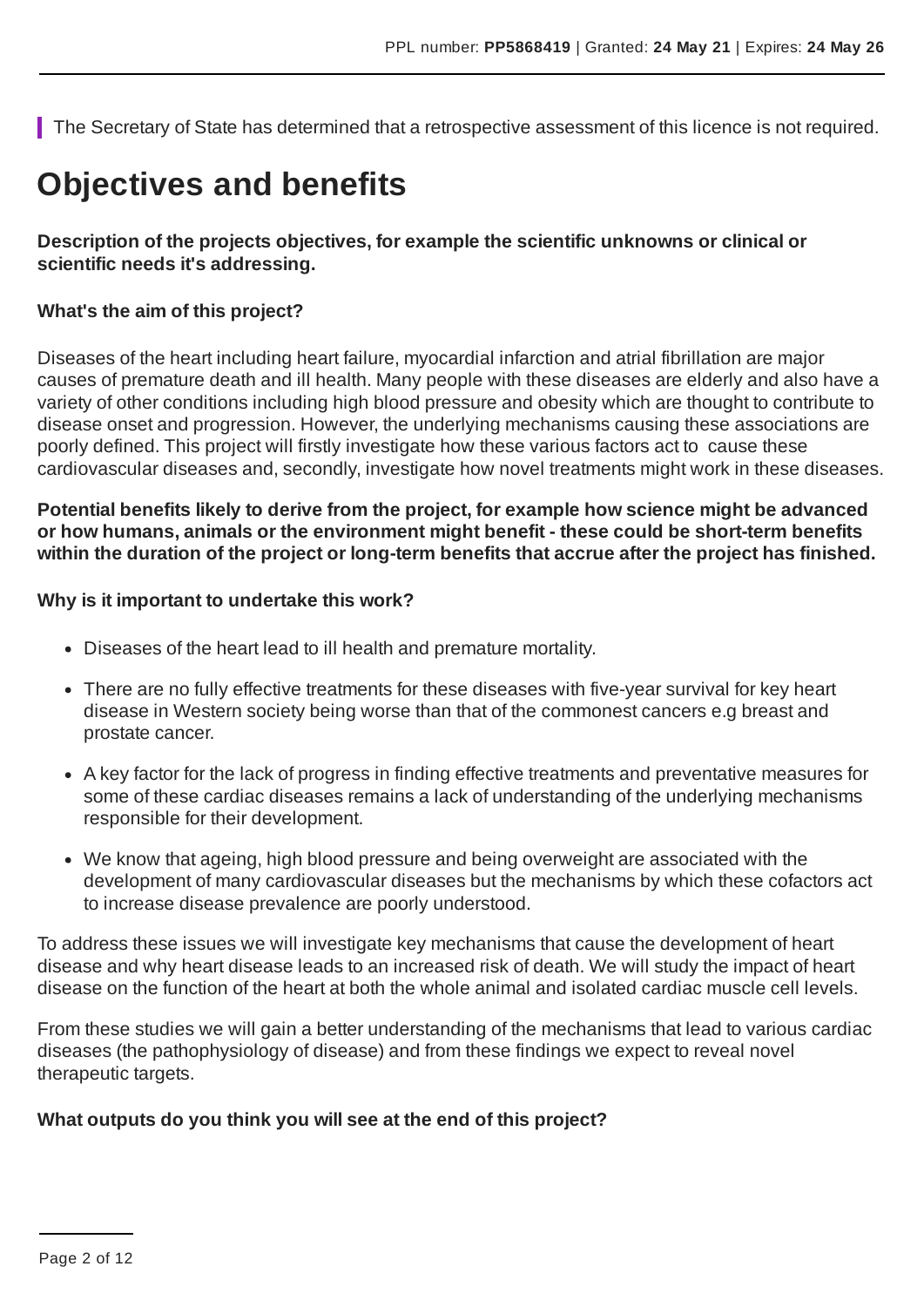The Secretary of State has determined that a retrospective assessment of this licence is not required.

# Objectives and benefits

**Description of the projects objectives, for example the scientific unknowns or clinical or scientific needs it's addressing.**

**What's the aim of this project?**

Diseases of the heart including heart failure, myocardial infarction and atrial fibrillation are major causes of premature death and ill health. Many people with these diseases are elderly and also have a variety of other conditions including high blood pressure and obesity which are thought to contribute to disease onset and progression. However, the underlying mechanisms causing these associations are poorly defined. This project will firstly investigate how these various factors act to cause these cardiovascular diseases and, secondly, investigate how novel treatments might work in these diseases.

**Potential benefits likely to derive from the project, for example how science might be advanced or how humans, animals or the environment might benefit - these could be short-term benefits within the duration of the project or long-term benefits that accrue after the project has finished.**

**Why is it important to undertake this work?**

- Diseases of the heart lead to ill health and premature mortality.
- There are no fully effective treatments for these diseases with five-year survival for key heart disease in Western society being worse than that of the commonest cancers e.g breast and prostate cancer.
- A key factor for the lack of progress in finding effective treatments and preventative measures for some of these cardiac diseases remains a lack of understanding of the underlying mechanisms responsible for their development.
- We know that ageing, high blood pressure and being overweight are associated with the development of many cardiovascular diseases but the mechanisms by which these cofactors act to increase disease prevalence are poorly understood.

To address these issues we will investigate key mechanisms that cause the development of heart disease and why heart disease leads to an increased risk of death. We will study the impact of heart disease on the function of the heart at both the whole animal and isolated cardiac muscle cell levels.

From these studies we will gain a better understanding of the mechanisms that lead to various cardiac diseases (the pathophysiology of disease) and from these findings we expect to reveal novel therapeutic targets.

**What outputs do you think you will see at the end of this project?**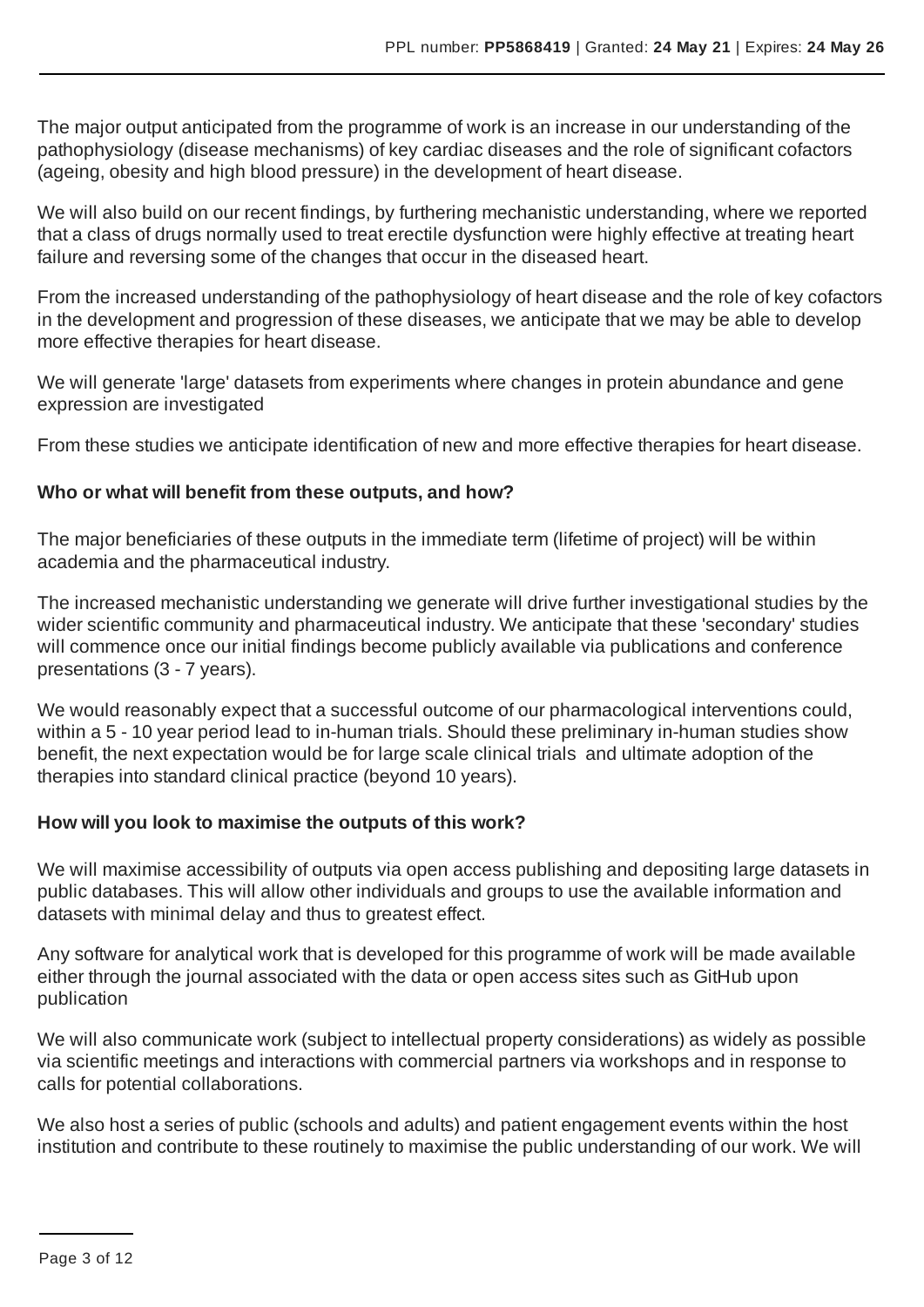The major output anticipated from the programme of work is an increase in our understanding of the pathophysiology (disease mechanisms) of key cardiac diseases and the role of significant cofactors (ageing, obesity and high blood pressure) in the development of heart disease.

We will also build on our recent findings, by furthering mechanistic understanding, where we reported that a class of drugs normally used to treat erectile dysfunction were highly effective at treating heart failure and reversing some of the changes that occur in the diseased heart.

From the increased understanding of the pathophysiology of heart disease and the role of key cofactors in the development and progression of these diseases, we anticipate that we may be able to develop more effective therapies for heart disease.

We will generate 'large' datasets from experiments where changes in protein abundance and gene expression are investigated

From these studies we anticipate identification of new and more effective therapies for heart disease.

**Who or what will benefit from these outputs, and how?**

The major beneficiaries of these outputs in the immediate term (lifetime of project) will be within academia and the pharmaceutical industry.

The increased mechanistic understanding we generate will drive further investigational studies by the wider scientific community and pharmaceutical industry. We anticipate that these 'secondary' studies will commence once our initial findings become publicly available via publications and conference presentations (3 - 7 years).

We would reasonably expect that a successful outcome of our pharmacological interventions could, within a 5 - 10 year period lead to in-human trials. Should these preliminary in-human studies show benefit, the next expectation would be for large scale clinical trials and ultimate adoption of the therapies into standard clinical practice (beyond 10 years).

**How will you look to maximise the outputs of this work?**

We will maximise accessibility of outputs via open access publishing and depositing large datasets in public databases. This will allow other individuals and groups to use the available information and datasets with minimal delay and thus to greatest effect.

Any software for analytical work that is developed for this programme of work will be made available either through the journal associated with the data or open access sites such as GitHub upon publication

We will also communicate work (subject to intellectual property considerations) as widely as possible via scientific meetings and interactions with commercial partners via workshops and in response to calls for potential collaborations.

We also host a series of public (schools and adults) and patient engagement events within the host institution and contribute to these routinely to maximise the public understanding of our work. We will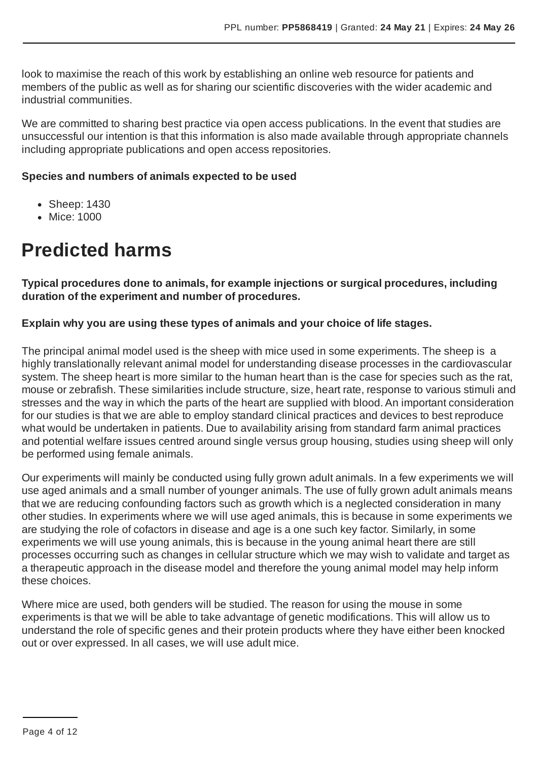look to maximise the reach of this work by establishing an online web resource for patients and members of the public as well as for sharing our scientific discoveries with the wider academic and industrial communities.

We are committed to sharing best practice via open access publications. In the event that studies are unsuccessful our intention is that this information is also made available through appropriate channels including appropriate publications and open access repositories.

**Species and numbers of animals expected to be used**

- Sheep: 1430
- Mice: 1000

# Predicted harms

**Typical procedures done to animals, for example injections or surgical procedures, including duration of the experiment and number of procedures.**

**Explain why you are using these types of animals and your choice of life stages.**

The principal animal model used is the sheep with mice used in some experiments. The sheep is a highly translationally relevant animal model for understanding disease processes in the cardiovascular system. The sheep heart is more similar to the human heart than is the case for species such as the rat, mouse or zebrafish. These similarities include structure, size, heart rate, response to various stimuli and stresses and the way in which the parts of the heart are supplied with blood. An important consideration for our studies is that we are able to employ standard clinical practices and devices to best reproduce what would be undertaken in patients. Due to availability arising from standard farm animal practices and potential welfare issues centred around single versus group housing, studies using sheep will only be performed using female animals.

Our experiments will mainly be conducted using fully grown adult animals. In a few experiments we will use aged animals and a small number of younger animals. The use of fully grown adult animals means that we are reducing confounding factors such as growth which is a neglected consideration in many other studies. In experiments where we will use aged animals, this is because in some experiments we are studying the role of cofactors in disease and age is a one such key factor. Similarly, in some experiments we will use young animals, this is because in the young animal heart there are still processes occurring such as changes in cellular structure which we may wish to validate and target as a therapeutic approach in the disease model and therefore the young animal model may help inform these choices.

Where mice are used, both genders will be studied. The reason for using the mouse in some experiments is that we will be able to take advantage of genetic modifications. This will allow us to understand the role of specific genes and their protein products where they have either been knocked out or over expressed. In all cases, we will use adult mice.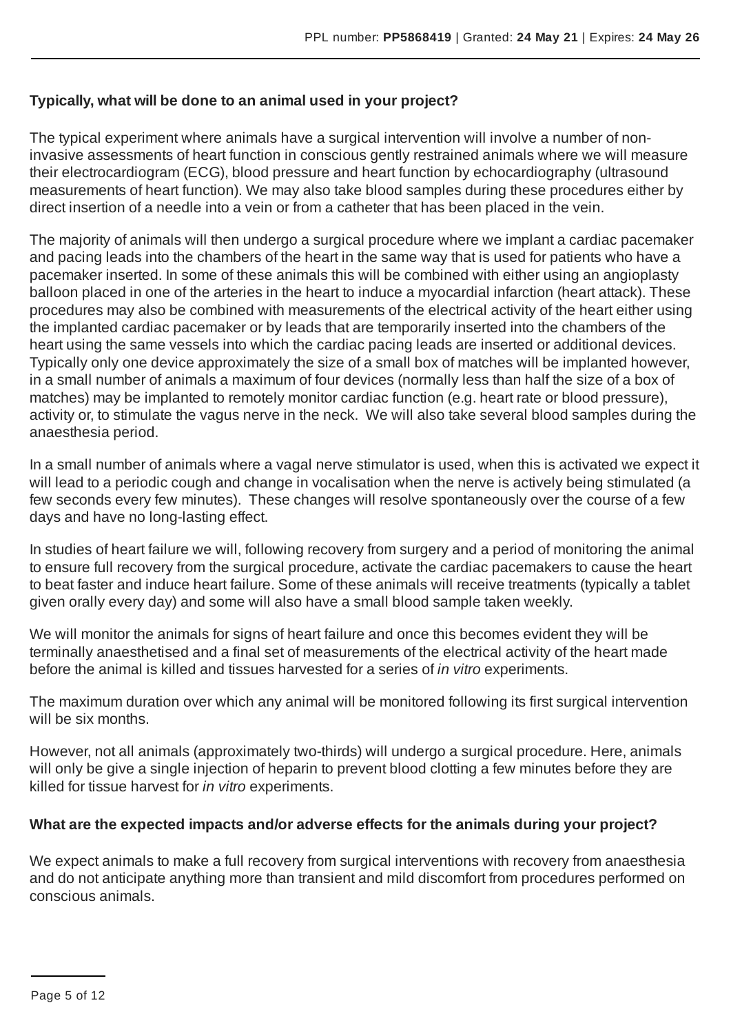**Typically, what will be done to an animal used in your project?**

The typical experiment where animals have a surgical intervention will involve a number of non-invasive assessments of heart function in conscious gently restrained animals where we will measure their electrocardiogram (ECG), blood pressure and heart function by echocardiography (ultrasound measurements of heart function). We may also take blood samples during these procedures either by direct insertion of a needle into a vein or from a catheter that has been placed in the vein.

The majority of animals will then undergo a surgical procedure where we implant a cardiac pacemaker and pacing leads into the chambers of the heart in the same way that is used for patients who have a pacemaker inserted. In some of these animals this will be combined with either using an angioplasty balloon placed in one of the arteries in the heart to induce a myocardial infarction (heart attack). These procedures may also be combined with measurements of the electrical activity of the heart either using the implanted cardiac pacemaker or by leads that are temporarily inserted into the chambers of the heart using the same vessels into which the cardiac pacing leads are inserted or additional devices. Typically only one device approximately the size of a small box of matches will be implanted however, in a small number of animals a maximum of four devices (normally less than half the size of a box of matches) may be implanted to remotely monitor cardiac function (e.g. heart rate or blood pressure), activity or, to stimulate the vagus nerve in the neck. We will also take several blood samples during the anaesthesia period.

In a small number of animals where a vagal nerve stimulator is used, when this is activated we expect it will lead to a periodic cough and change in vocalisation when the nerve is actively being stimulated (a few seconds every few minutes). These changes will resolve spontaneously over the course of a few days and have no long-lasting effect.

In studies of heart failure we will, following recovery from surgery and a period of monitoring the animal to ensure full recovery from the surgical procedure, activate the cardiac pacemakers to cause the heart to beat faster and induce heart failure. Some of these animals will receive treatments (typically a tablet given orally every day) and some will also have a small blood sample taken weekly.

We will monitor the animals for signs of heart failure and once this becomes evident they will be terminally anaesthetised and a final set of measurements of the electrical activity of the heart made before the animal is killed and tissues harvested for a series of *in vitro* experiments.

The maximum duration over which any animal will be monitored following its first surgical intervention will be six months.

However, not all animals (approximately two-thirds) will undergo a surgical procedure. Here, animals will only be give a single injection of heparin to prevent blood clotting a few minutes before they are killed for tissue harvest for *in vitro* experiments.

**What are the expected impacts and/or adverse effects for the animals during your project?**

We expect animals to make a full recovery from surgical interventions with recovery from anaesthesia and do not anticipate anything more than transient and mild discomfort from procedures performed on conscious animals.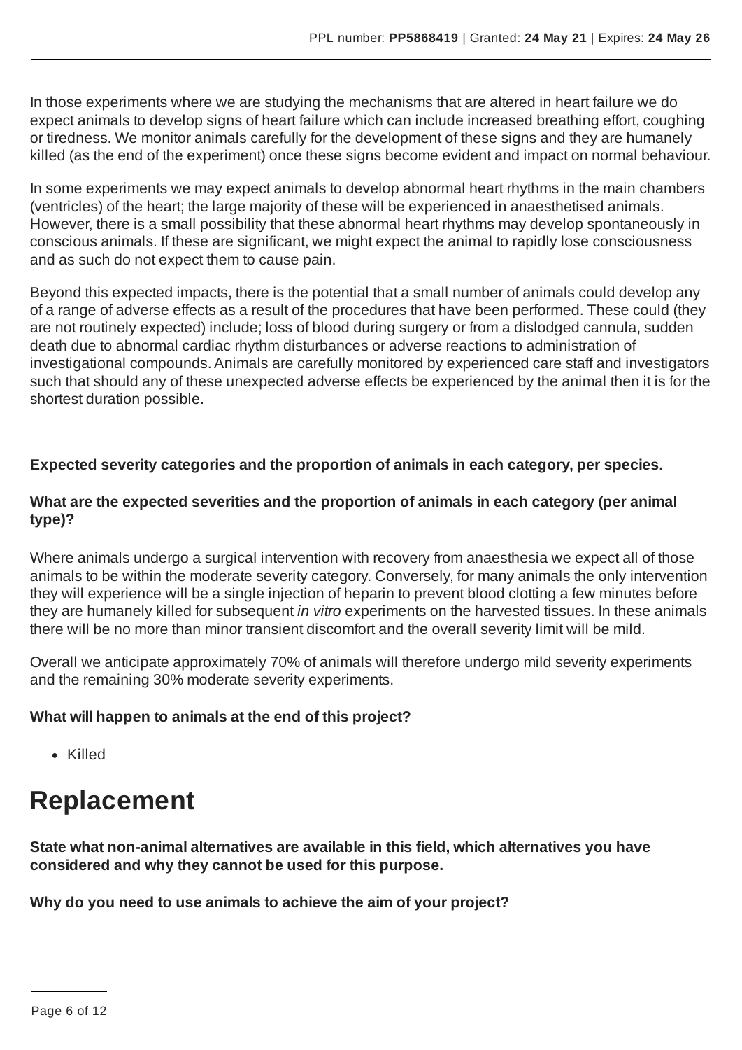In those experiments where we are studying the mechanisms that are altered in heart failure we do expect animals to develop signs of heart failure which can include increased breathing effort, coughing or tiredness. We monitor animals carefully for the development of these signs and they are humanely killed (as the end of the experiment) once these signs become evident and impact on normal behaviour.

In some experiments we may expect animals to develop abnormal heart rhythms in the main chambers (ventricles) of the heart; the large majority of these will be experienced in anaesthetised animals. However, there is a small possibility that these abnormal heart rhythms may develop spontaneously in conscious animals. If these are significant, we might expect the animal to rapidly lose consciousness and as such do not expect them to cause pain.

Beyond this expected impacts, there is the potential that a small number of animals could develop any of a range of adverse effects as a result of the procedures that have been performed. These could (they are not routinely expected) include; loss of blood during surgery or from a dislodged cannula, sudden death due to abnormal cardiac rhythm disturbances or adverse reactions to administration of investigational compounds. Animals are carefully monitored by experienced care staff and investigators such that should any of these unexpected adverse effects be experienced by the animal then it is for the shortest duration possible.

**Expected severity categories and the proportion of animals in each category, per species.**

**What are the expected severities and the proportion of animals in each category (per animal type)?**

Where animals undergo a surgical intervention with recovery from anaesthesia we expect all of those animals to be within the moderate severity category. Conversely, for many animals the only intervention they will experience will be a single injection of heparin to prevent blood clotting a few minutes before they are humanely killed for subsequent *in vitro* experiments on the harvested tissues. In these animals there will be no more than minor transient discomfort and the overall severity limit will be mild.

Overall we anticipate approximately 70% of animals will therefore undergo mild severity experiments and the remaining 30% moderate severity experiments.

**What will happen to animals at the end of this project?**

- Killed

# Replacement

**State what non-animal alternatives are available in this field, which alternatives you have considered and why they cannot be used for this purpose.**

**Why do you need to use animals to achieve the aim of your project?**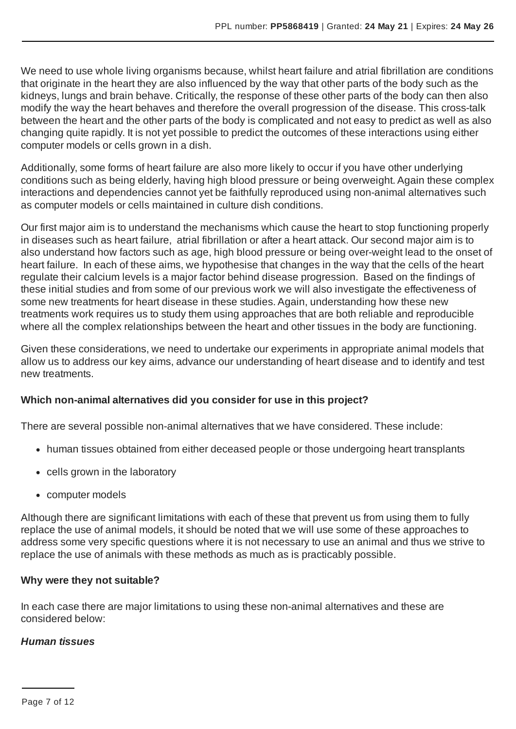We need to use whole living organisms because, whilst heart failure and atrial fibrillation are conditions that originate in the heart they are also influenced by the way that other parts of the body such as the kidneys, lungs and brain behave. Critically, the response of these other parts of the body can then also modify the way the heart behaves and therefore the overall progression of the disease. This cross-talk between the heart and the other parts of the body is complicated and not easy to predict as well as also changing quite rapidly. It is not yet possible to predict the outcomes of these interactions using either computer models or cells grown in a dish.

Additionally, some forms of heart failure are also more likely to occur if you have other underlying conditions such as being elderly, having high blood pressure or being overweight. Again these complex interactions and dependencies cannot yet be faithfully reproduced using non-animal alternatives such as computer models or cells maintained in culture dish conditions.

Our first major aim is to understand the mechanisms which cause the heart to stop functioning properly in diseases such as heart failure, atrial fibrillation or after a heart attack. Our second major aim is to also understand how factors such as age, high blood pressure or being over-weight lead to the onset of heart failure. In each of these aims, we hypothesise that changes in the way that the cells of the heart regulate their calcium levels is a major factor behind disease progression. Based on the findings of these initial studies and from some of our previous work we will also investigate the effectiveness of some new treatments for heart disease in these studies. Again, understanding how these new treatments work requires us to study them using approaches that are both reliable and reproducible where all the complex relationships between the heart and other tissues in the body are functioning.

Given these considerations, we need to undertake our experiments in appropriate animal models that allow us to address our key aims, advance our understanding of heart disease and to identify and test new treatments.

**Which non-animal alternatives did you consider for use in this project?**

There are several possible non-animal alternatives that we have considered. These include:

- human tissues obtained from either deceased people or those undergoing heart transplants
- cells grown in the laboratory
- computer models

Although there are significant limitations with each of these that prevent us from using them to fully replace the use of animal models, it should be noted that we will use some of these approaches to address some very specific questions where it is not necessary to use an animal and thus we strive to replace the use of animals with these methods as much as is practicably possible.

**Why were they not suitable?**

In each case there are major limitations to using these non-animal alternatives and these are considered below:

***Human tissues***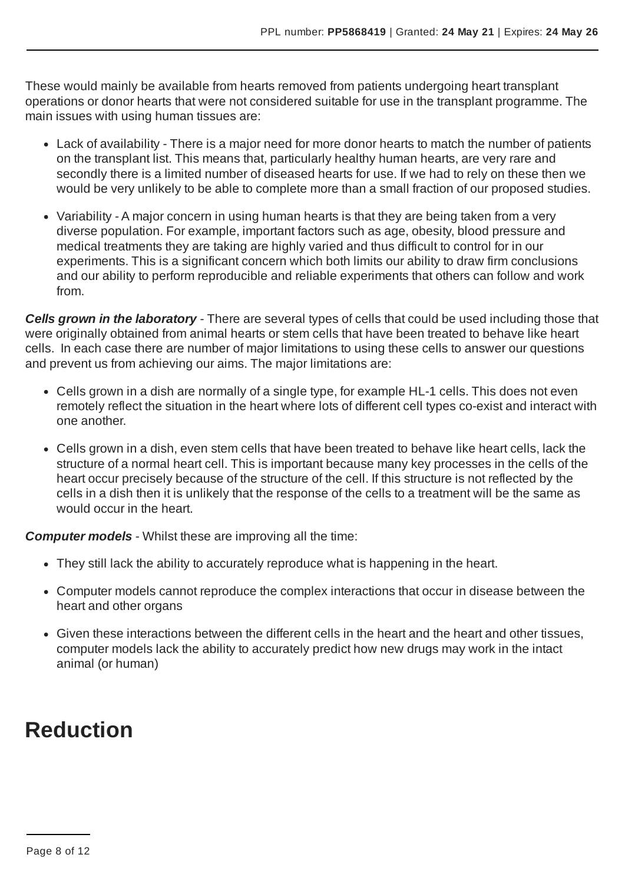These would mainly be available from hearts removed from patients undergoing heart transplant operations or donor hearts that were not considered suitable for use in the transplant programme. The main issues with using human tissues are:

- Lack of availability - There is a major need for more donor hearts to match the number of patients on the transplant list. This means that, particularly healthy human hearts, are very rare and secondly there is a limited number of diseased hearts for use. If we had to rely on these then we would be very unlikely to be able to complete more than a small fraction of our proposed studies.
- Variability - A major concern in using human hearts is that they are being taken from a very diverse population. For example, important factors such as age, obesity, blood pressure and medical treatments they are taking are highly varied and thus difficult to control for in our experiments. This is a significant concern which both limits our ability to draw firm conclusions and our ability to perform reproducible and reliable experiments that others can follow and work from.

***Cells grown in the laboratory*** - There are several types of cells that could be used including those that were originally obtained from animal hearts or stem cells that have been treated to behave like heart cells. In each case there are number of major limitations to using these cells to answer our questions and prevent us from achieving our aims. The major limitations are:

- Cells grown in a dish are normally of a single type, for example HL-1 cells. This does not even remotely reflect the situation in the heart where lots of different cell types co-exist and interact with one another.
- Cells grown in a dish, even stem cells that have been treated to behave like heart cells, lack the structure of a normal heart cell. This is important because many key processes in the cells of the heart occur precisely because of the structure of the cell. If this structure is not reflected by the cells in a dish then it is unlikely that the response of the cells to a treatment will be the same as would occur in the heart.

***Computer models*** - Whilst these are improving all the time:

- They still lack the ability to accurately reproduce what is happening in the heart.
- Computer models cannot reproduce the complex interactions that occur in disease between the heart and other organs
- Given these interactions between the different cells in the heart and the heart and other tissues, computer models lack the ability to accurately predict how new drugs may work in the intact animal (or human)

# Reduction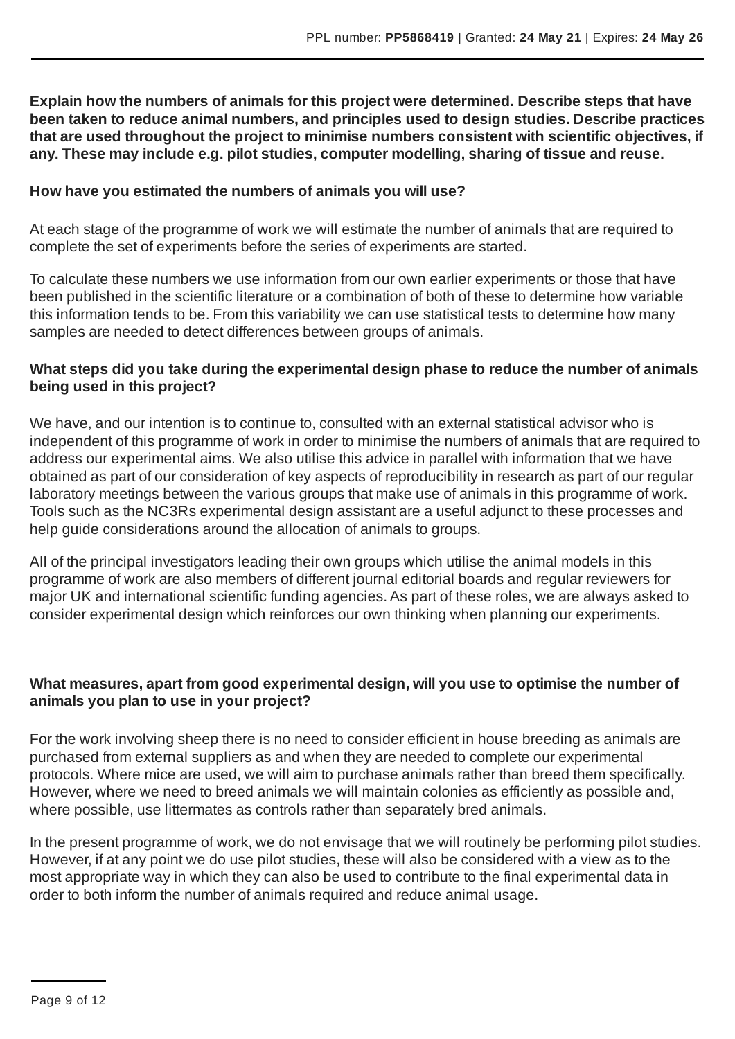**Explain how the numbers of animals for this project were determined. Describe steps that have been taken to reduce animal numbers, and principles used to design studies. Describe practices that are used throughout the project to minimise numbers consistent with scientific objectives, if any. These may include e.g. pilot studies, computer modelling, sharing of tissue and reuse.**

**How have you estimated the numbers of animals you will use?**

At each stage of the programme of work we will estimate the number of animals that are required to complete the set of experiments before the series of experiments are started.

To calculate these numbers we use information from our own earlier experiments or those that have been published in the scientific literature or a combination of both of these to determine how variable this information tends to be. From this variability we can use statistical tests to determine how many samples are needed to detect differences between groups of animals.

**What steps did you take during the experimental design phase to reduce the number of animals being used in this project?**

We have, and our intention is to continue to, consulted with an external statistical advisor who is independent of this programme of work in order to minimise the numbers of animals that are required to address our experimental aims. We also utilise this advice in parallel with information that we have obtained as part of our consideration of key aspects of reproducibility in research as part of our regular laboratory meetings between the various groups that make use of animals in this programme of work. Tools such as the NC3Rs experimental design assistant are a useful adjunct to these processes and help guide considerations around the allocation of animals to groups.

All of the principal investigators leading their own groups which utilise the animal models in this programme of work are also members of different journal editorial boards and regular reviewers for major UK and international scientific funding agencies. As part of these roles, we are always asked to consider experimental design which reinforces our own thinking when planning our experiments.

**What measures, apart from good experimental design, will you use to optimise the number of animals you plan to use in your project?**

For the work involving sheep there is no need to consider efficient in house breeding as animals are purchased from external suppliers as and when they are needed to complete our experimental protocols. Where mice are used, we will aim to purchase animals rather than breed them specifically. However, where we need to breed animals we will maintain colonies as efficiently as possible and, where possible, use littermates as controls rather than separately bred animals.

In the present programme of work, we do not envisage that we will routinely be performing pilot studies. However, if at any point we do use pilot studies, these will also be considered with a view as to the most appropriate way in which they can also be used to contribute to the final experimental data in order to both inform the number of animals required and reduce animal usage.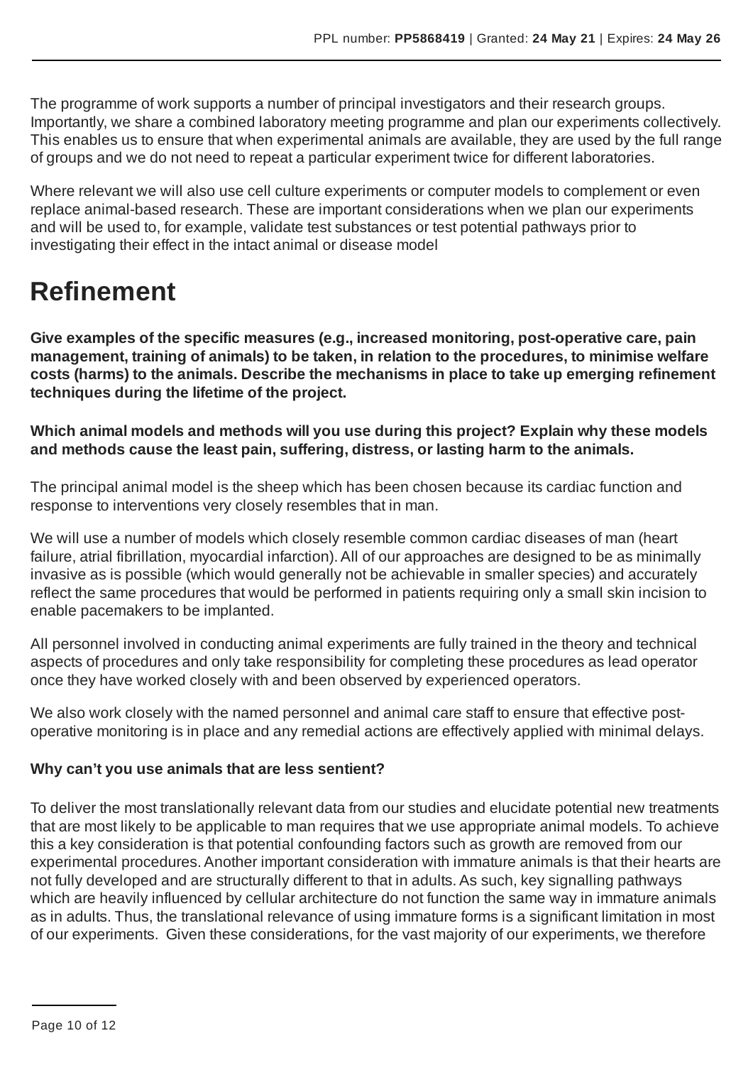The programme of work supports a number of principal investigators and their research groups. Importantly, we share a combined laboratory meeting programme and plan our experiments collectively. This enables us to ensure that when experimental animals are available, they are used by the full range of groups and we do not need to repeat a particular experiment twice for different laboratories.

Where relevant we will also use cell culture experiments or computer models to complement or even replace animal-based research. These are important considerations when we plan our experiments and will be used to, for example, validate test substances or test potential pathways prior to investigating their effect in the intact animal or disease model

# Refinement

**Give examples of the specific measures (e.g., increased monitoring, post-operative care, pain management, training of animals) to be taken, in relation to the procedures, to minimise welfare costs (harms) to the animals. Describe the mechanisms in place to take up emerging refinement techniques during the lifetime of the project.**

**Which animal models and methods will you use during this project? Explain why these models and methods cause the least pain, suffering, distress, or lasting harm to the animals.**

The principal animal model is the sheep which has been chosen because its cardiac function and response to interventions very closely resembles that in man.

We will use a number of models which closely resemble common cardiac diseases of man (heart failure, atrial fibrillation, myocardial infarction). All of our approaches are designed to be as minimally invasive as is possible (which would generally not be achievable in smaller species) and accurately reflect the same procedures that would be performed in patients requiring only a small skin incision to enable pacemakers to be implanted.

All personnel involved in conducting animal experiments are fully trained in the theory and technical aspects of procedures and only take responsibility for completing these procedures as lead operator once they have worked closely with and been observed by experienced operators.

We also work closely with the named personnel and animal care staff to ensure that effective post-operative monitoring is in place and any remedial actions are effectively applied with minimal delays.

**Why can't you use animals that are less sentient?**

To deliver the most translationally relevant data from our studies and elucidate potential new treatments that are most likely to be applicable to man requires that we use appropriate animal models. To achieve this a key consideration is that potential confounding factors such as growth are removed from our experimental procedures. Another important consideration with immature animals is that their hearts are not fully developed and are structurally different to that in adults. As such, key signalling pathways which are heavily influenced by cellular architecture do not function the same way in immature animals as in adults. Thus, the translational relevance of using immature forms is a significant limitation in most of our experiments. Given these considerations, for the vast majority of our experiments, we therefore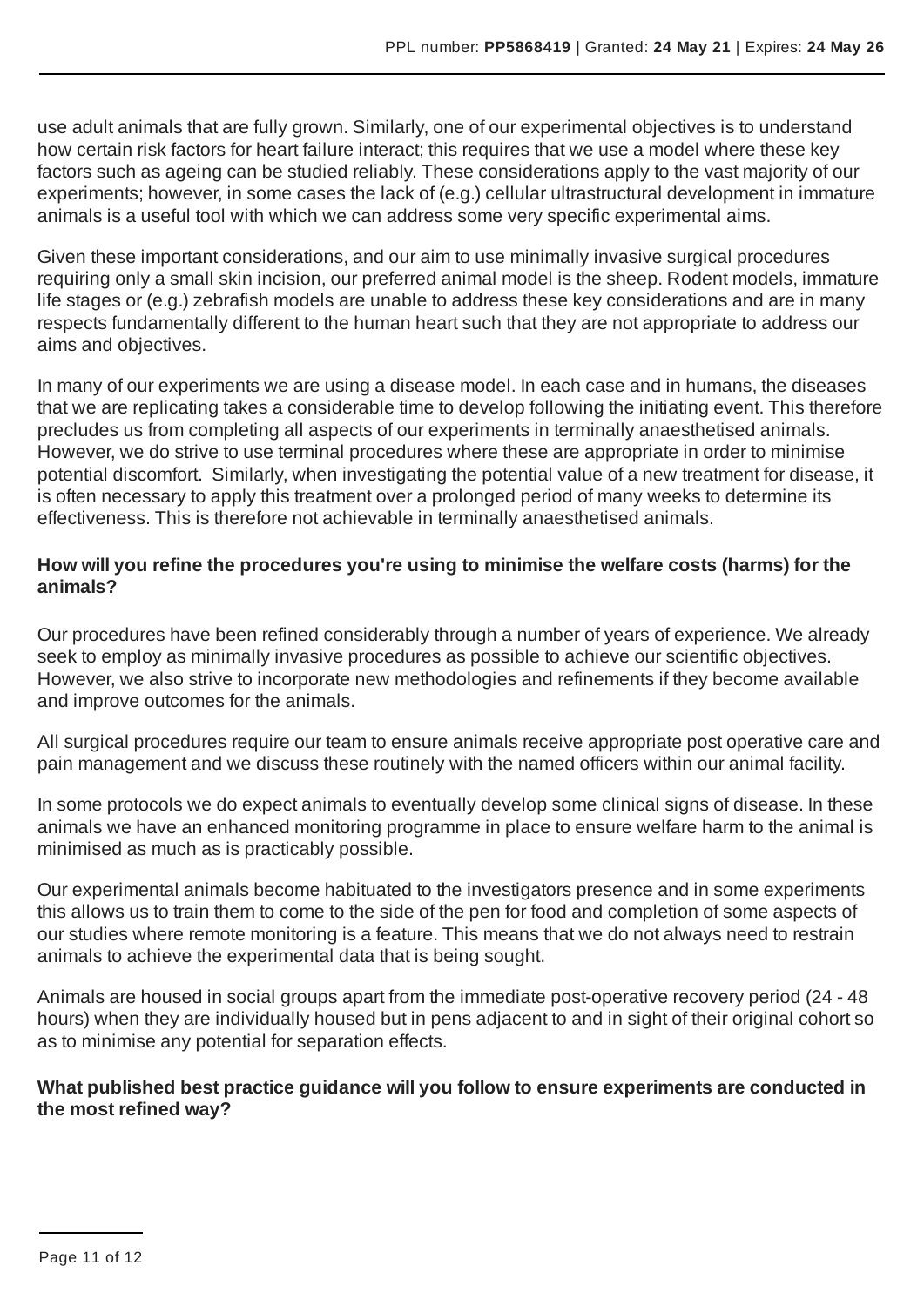use adult animals that are fully grown. Similarly, one of our experimental objectives is to understand how certain risk factors for heart failure interact; this requires that we use a model where these key factors such as ageing can be studied reliably. These considerations apply to the vast majority of our experiments; however, in some cases the lack of (e.g.) cellular ultrastructural development in immature animals is a useful tool with which we can address some very specific experimental aims.

Given these important considerations, and our aim to use minimally invasive surgical procedures requiring only a small skin incision, our preferred animal model is the sheep. Rodent models, immature life stages or (e.g.) zebrafish models are unable to address these key considerations and are in many respects fundamentally different to the human heart such that they are not appropriate to address our aims and objectives.

In many of our experiments we are using a disease model. In each case and in humans, the diseases that we are replicating takes a considerable time to develop following the initiating event. This therefore precludes us from completing all aspects of our experiments in terminally anaesthetised animals. However, we do strive to use terminal procedures where these are appropriate in order to minimise potential discomfort. Similarly, when investigating the potential value of a new treatment for disease, it is often necessary to apply this treatment over a prolonged period of many weeks to determine its effectiveness. This is therefore not achievable in terminally anaesthetised animals.

**How will you refine the procedures you're using to minimise the welfare costs (harms) for the animals?**

Our procedures have been refined considerably through a number of years of experience. We already seek to employ as minimally invasive procedures as possible to achieve our scientific objectives. However, we also strive to incorporate new methodologies and refinements if they become available and improve outcomes for the animals.

All surgical procedures require our team to ensure animals receive appropriate post operative care and pain management and we discuss these routinely with the named officers within our animal facility.

In some protocols we do expect animals to eventually develop some clinical signs of disease. In these animals we have an enhanced monitoring programme in place to ensure welfare harm to the animal is minimised as much as is practicably possible.

Our experimental animals become habituated to the investigators presence and in some experiments this allows us to train them to come to the side of the pen for food and completion of some aspects of our studies where remote monitoring is a feature. This means that we do not always need to restrain animals to achieve the experimental data that is being sought.

Animals are housed in social groups apart from the immediate post-operative recovery period (24 - 48 hours) when they are individually housed but in pens adjacent to and in sight of their original cohort so as to minimise any potential for separation effects.

**What published best practice guidance will you follow to ensure experiments are conducted in the most refined way?**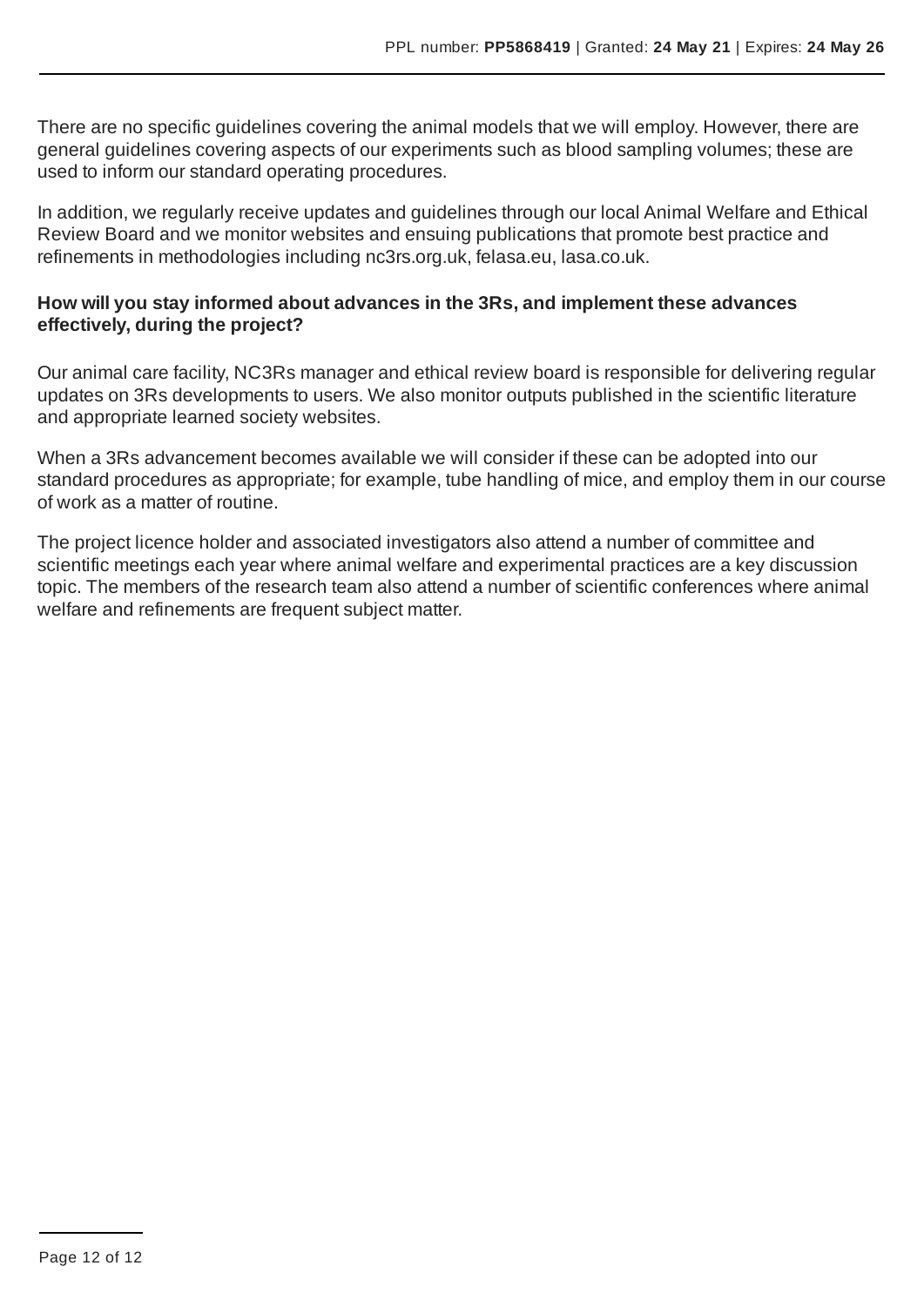There are no specific guidelines covering the animal models that we will employ. However, there are general guidelines covering aspects of our experiments such as blood sampling volumes; these are used to inform our standard operating procedures.

In addition, we regularly receive updates and guidelines through our local Animal Welfare and Ethical Review Board and we monitor websites and ensuing publications that promote best practice and refinements in methodologies including nc3rs.org.uk, felasa.eu, lasa.co.uk.

**How will you stay informed about advances in the 3Rs, and implement these advances effectively, during the project?**

Our animal care facility, NC3Rs manager and ethical review board is responsible for delivering regular updates on 3Rs developments to users. We also monitor outputs published in the scientific literature and appropriate learned society websites.

When a 3Rs advancement becomes available we will consider if these can be adopted into our standard procedures as appropriate; for example, tube handling of mice, and employ them in our course of work as a matter of routine.

The project licence holder and associated investigators also attend a number of committee and scientific meetings each year where animal welfare and experimental practices are a key discussion topic. The members of the research team also attend a number of scientific conferences where animal welfare and refinements are frequent subject matter.